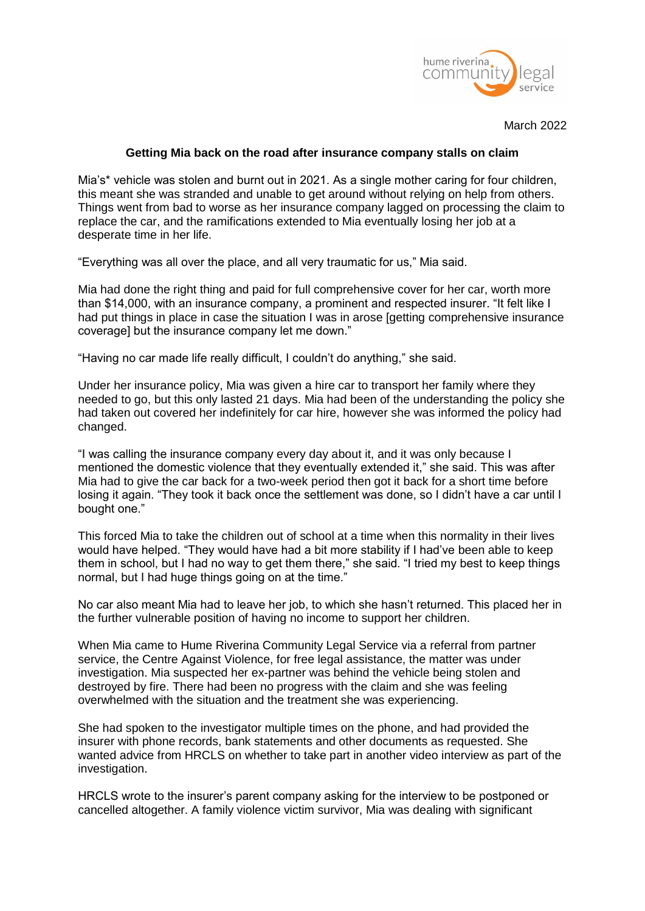March 2022

**Getting Mia back on the road after insurance company stalls on claim**

Mia's* vehicle was stolen and burnt out in 2021. As a single mother caring for four children, this meant she was stranded and unable to get around without relying on help from others. Things went from bad to worse as her insurance company lagged on processing the claim to replace the car, and the ramifications extended to Mia eventually losing her job at a desperate time in her life.

"Everything was all over the place, and all very traumatic for us," Mia said.

Mia had done the right thing and paid for full comprehensive cover for her car, worth more than $14,000, with an insurance company, a prominent and respected insurer. "It felt like I had put things in place in case the situation I was in arose [getting comprehensive insurance coverage] but the insurance company let me down."

"Having no car made life really difficult, I couldn't do anything," she said.

Under her insurance policy, Mia was given a hire car to transport her family where they needed to go, but this only lasted 21 days. Mia had been of the understanding the policy she had taken out covered her indefinitely for car hire, however she was informed the policy had changed.

"I was calling the insurance company every day about it, and it was only because I mentioned the domestic violence that they eventually extended it," she said. This was after Mia had to give the car back for a two-week period then got it back for a short time before losing it again. "They took it back once the settlement was done, so I didn't have a car until I bought one."

This forced Mia to take the children out of school at a time when this normality in their lives would have helped. "They would have had a bit more stability if I had've been able to keep them in school, but I had no way to get them there," she said. "I tried my best to keep things normal, but I had huge things going on at the time."

No car also meant Mia had to leave her job, to which she hasn't returned. This placed her in the further vulnerable position of having no income to support her children.

When Mia came to Hume Riverina Community Legal Service via a referral from partner service, the Centre Against Violence, for free legal assistance, the matter was under investigation. Mia suspected her ex-partner was behind the vehicle being stolen and destroyed by fire. There had been no progress with the claim and she was feeling overwhelmed with the situation and the treatment she was experiencing.

She had spoken to the investigator multiple times on the phone, and had provided the insurer with phone records, bank statements and other documents as requested. She wanted advice from HRCLS on whether to take part in another video interview as part of the investigation.

HRCLS wrote to the insurer's parent company asking for the interview to be postponed or cancelled altogether. A family violence victim survivor, Mia was dealing with significant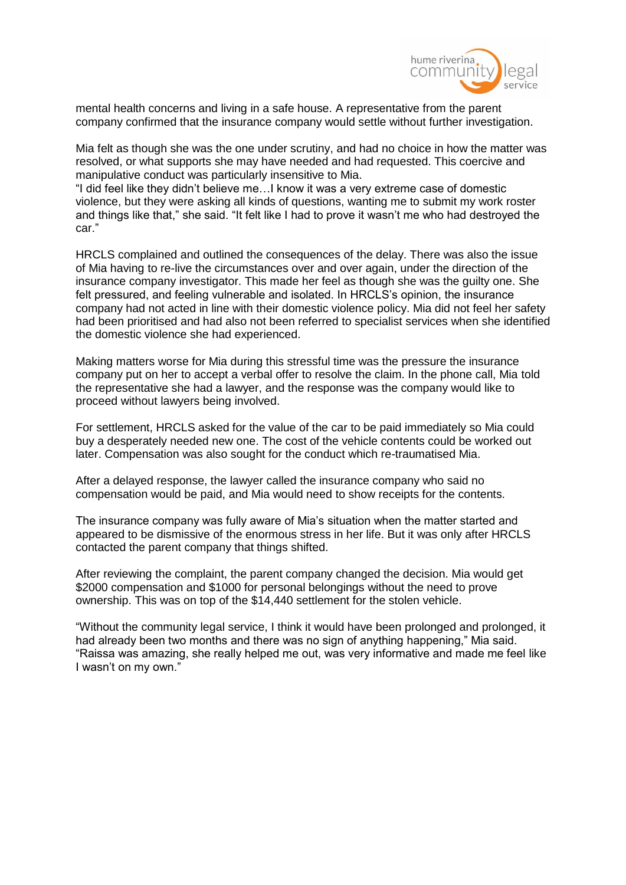mental health concerns and living in a safe house. A representative from the parent company confirmed that the insurance company would settle without further investigation.

Mia felt as though she was the one under scrutiny, and had no choice in how the matter was resolved, or what supports she may have needed and had requested. This coercive and manipulative conduct was particularly insensitive to Mia.
"I did feel like they didn't believe me…I know it was a very extreme case of domestic violence, but they were asking all kinds of questions, wanting me to submit my work roster and things like that," she said. "It felt like I had to prove it wasn't me who had destroyed the car."

HRCLS complained and outlined the consequences of the delay. There was also the issue of Mia having to re-live the circumstances over and over again, under the direction of the insurance company investigator. This made her feel as though she was the guilty one. She felt pressured, and feeling vulnerable and isolated. In HRCLS's opinion, the insurance company had not acted in line with their domestic violence policy. Mia did not feel her safety had been prioritised and had also not been referred to specialist services when she identified the domestic violence she had experienced.

Making matters worse for Mia during this stressful time was the pressure the insurance company put on her to accept a verbal offer to resolve the claim. In the phone call, Mia told the representative she had a lawyer, and the response was the company would like to proceed without lawyers being involved.

For settlement, HRCLS asked for the value of the car to be paid immediately so Mia could buy a desperately needed new one. The cost of the vehicle contents could be worked out later. Compensation was also sought for the conduct which re-traumatised Mia.

After a delayed response, the lawyer called the insurance company who said no compensation would be paid, and Mia would need to show receipts for the contents.

The insurance company was fully aware of Mia's situation when the matter started and appeared to be dismissive of the enormous stress in her life. But it was only after HRCLS contacted the parent company that things shifted.

After reviewing the complaint, the parent company changed the decision. Mia would get $2000 compensation and $1000 for personal belongings without the need to prove ownership. This was on top of the $14,440 settlement for the stolen vehicle.

"Without the community legal service, I think it would have been prolonged and prolonged, it had already been two months and there was no sign of anything happening," Mia said. "Raissa was amazing, she really helped me out, was very informative and made me feel like I wasn't on my own."